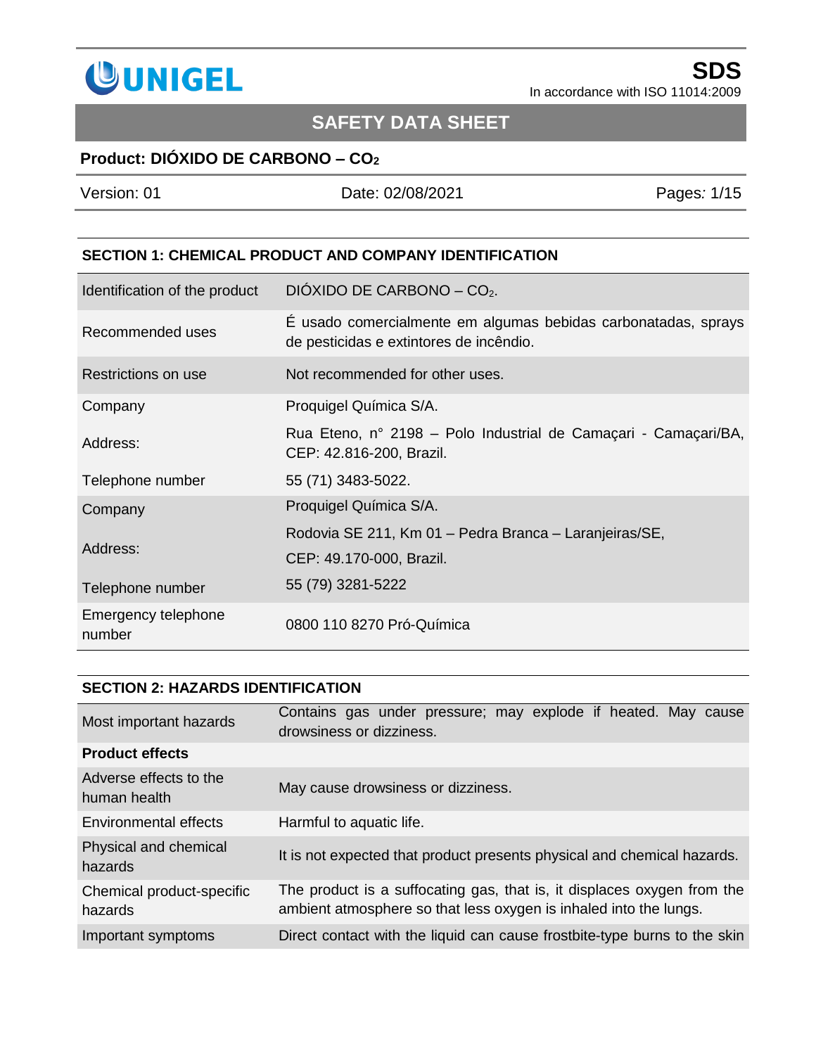**UNIGEL**

**SDS**
In accordance with ISO 11014:2009

# SAFETY DATA SHEET

**Product: DIÓXIDO DE CARBONO – $CO_2$**

| Version: 01 | Date: 02/08/2021 |
|---|---|

## SECTION 1: CHEMICAL PRODUCT AND COMPANY IDENTIFICATION

| | |
|---|---|
| Identification of the product | DIÓXIDO DE CARBONO – $CO_2$. |
| Recommended uses | É usado comercialmente em algumas bebidas carbonatadas, sprays de pesticidas e extintores de incêndio. |
| Restrictions on use | Not recommended for other uses. |
| Company | Proquigel Química S/A. |
| Address: | Rua Eteno, n° 2198 – Polo Industrial de Camaçari - Camaçari/BA, CEP: 42.816-200, Brazil. |
| Telephone number | 55 (71) 3483-5022. |
| Company | Proquigel Química S/A. |
| Address: | Rodovia SE 211, Km 01 – Pedra Branca – Laranjeiras/SE, CEP: 49.170-000, Brazil. |
| Telephone number | 55 (79) 3281-5222 |
| Emergency telephone number | 0800 110 8270 Pró-Química |

## SECTION 2: HAZARDS IDENTIFICATION

| | |
|---|---|
| Most important hazards | Contains gas under pressure; may explode if heated. May cause drowsiness or dizziness. |
| **Product effects** | |
| Adverse effects to the human health | May cause drowsiness or dizziness. |
| Environmental effects | Harmful to aquatic life. |
| Physical and chemical hazards | It is not expected that product presents physical and chemical hazards. |
| Chemical product-specific hazards | The product is a suffocating gas, that is, it displaces oxygen from the ambient atmosphere so that less oxygen is inhaled into the lungs. |
| Important symptoms | Direct contact with the liquid can cause frostbite-type burns to the skin |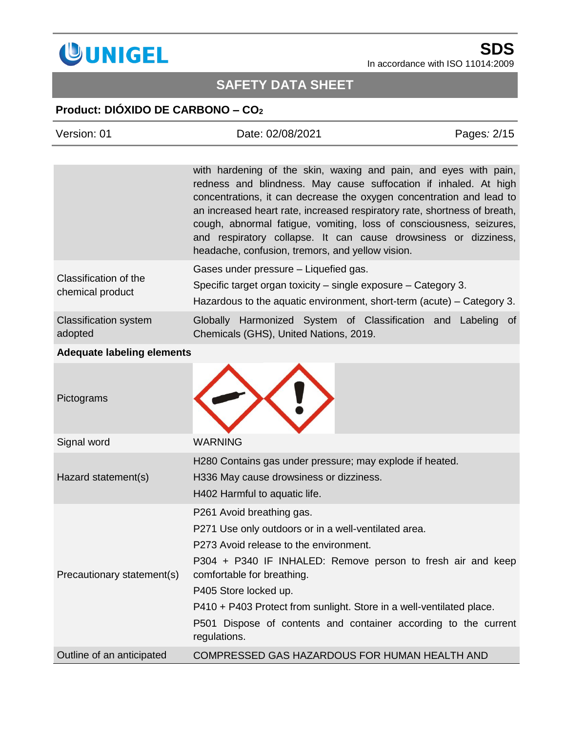| | |
|---|---|
| | with hardening of the skin, waxing and pain, and eyes with pain, redness and blindness. May cause suffocation if inhaled. At high concentrations, it can decrease the oxygen concentration and lead to an increased heart rate, increased respiratory rate, shortness of breath, cough, abnormal fatigue, vomiting, loss of consciousness, seizures, and respiratory collapse. It can cause drowsiness or dizziness, headache, confusion, tremors, and yellow vision. |
| Classification of the chemical product | Gases under pressure – Liquefied gas.<br>Specific target organ toxicity – single exposure – Category 3.<br>Hazardous to the aquatic environment, short-term (acute) – Category 3. |
| Classification system adopted | Globally Harmonized System of Classification and Labeling of Chemicals (GHS), United Nations, 2019. |

**Adequate labeling elements**

| | |
|---|---|
| Pictograms | |
| Signal word | WARNING |
| Hazard statement(s) | H280 Contains gas under pressure; may explode if heated.<br>H336 May cause drowsiness or dizziness.<br>H402 Harmful to aquatic life. |
| Precautionary statement(s) | P261 Avoid breathing gas.<br>P271 Use only outdoors or in a well-ventilated area.<br>P273 Avoid release to the environment.<br>P304 + P340 IF INHALED: Remove person to fresh air and keep comfortable for breathing.<br>P405 Store locked up.<br>P410 + P403 Protect from sunlight. Store in a well-ventilated place.<br>P501 Dispose of contents and container according to the current regulations. |
| Outline of an anticipated | COMPRESSED GAS HAZARDOUS FOR HUMAN HEALTH AND |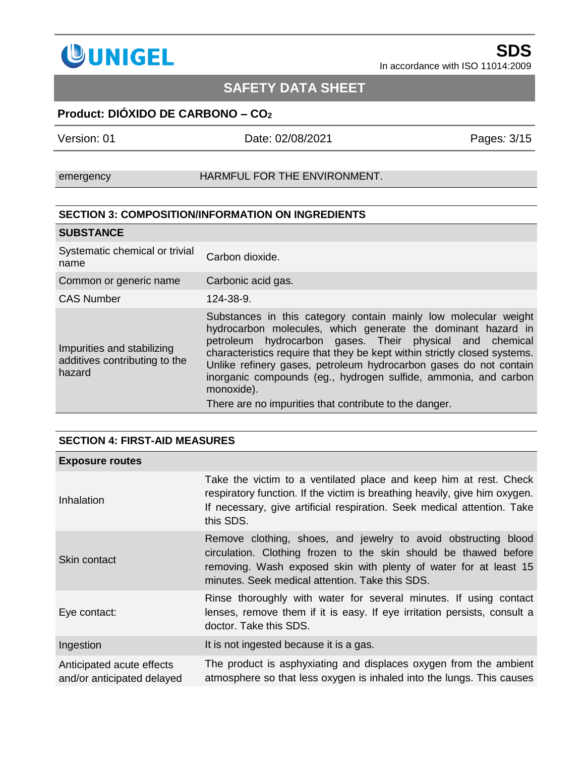| emergency | HARMFUL FOR THE ENVIRONMENT. |
|---|---|

## SECTION 3: COMPOSITION/INFORMATION ON INGREDIENTS

| SUBSTANCE | |
|---|---|
| Systematic chemical or trivial name | Carbon dioxide. |
| Common or generic name | Carbonic acid gas. |
| CAS Number | 124-38-9. |
| Impurities and stabilizing additives contributing to the hazard | Substances in this category contain mainly low molecular weight hydrocarbon molecules, which generate the dominant hazard in petroleum hydrocarbon gases. Their physical and chemical characteristics require that they be kept within strictly closed systems. Unlike refinery gases, petroleum hydrocarbon gases do not contain inorganic compounds (eg., hydrogen sulfide, ammonia, and carbon monoxide).<br>There are no impurities that contribute to the danger. |

## SECTION 4: FIRST-AID MEASURES

| Exposure routes | |
|---|---|
| Inhalation | Take the victim to a ventilated place and keep him at rest. Check respiratory function. If the victim is breathing heavily, give him oxygen. If necessary, give artificial respiration. Seek medical attention. Take this SDS. |
| Skin contact | Remove clothing, shoes, and jewelry to avoid obstructing blood circulation. Clothing frozen to the skin should be thawed before removing. Wash exposed skin with plenty of water for at least 15 minutes. Seek medical attention. Take this SDS. |
| Eye contact: | Rinse thoroughly with water for several minutes. If using contact lenses, remove them if it is easy. If eye irritation persists, consult a doctor. Take this SDS. |
| Ingestion | It is not ingested because it is a gas. |
| Anticipated acute effects and/or anticipated delayed | The product is asphyxiating and displaces oxygen from the ambient atmosphere so that less oxygen is inhaled into the lungs. This causes |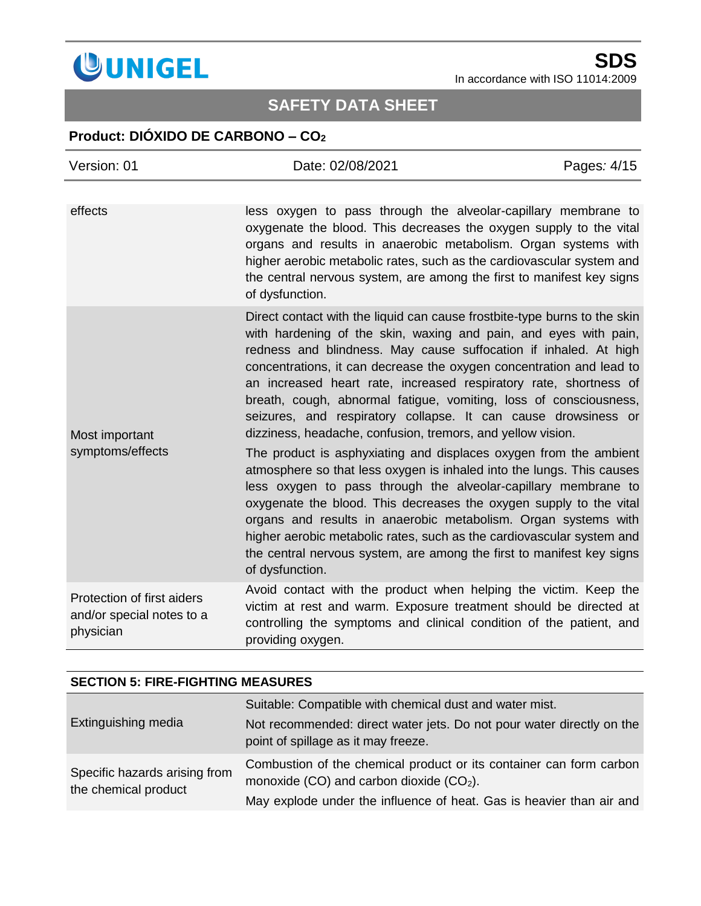| | |
|---|---|
| effects | less oxygen to pass through the alveolar-capillary membrane to oxygenate the blood. This decreases the oxygen supply to the vital organs and results in anaerobic metabolism. Organ systems with higher aerobic metabolic rates, such as the cardiovascular system and the central nervous system, are among the first to manifest key signs of dysfunction. |
| Most important symptoms/effects | Direct contact with the liquid can cause frostbite-type burns to the skin with hardening of the skin, waxing and pain, and eyes with pain, redness and blindness. May cause suffocation if inhaled. At high concentrations, it can decrease the oxygen concentration and lead to an increased heart rate, increased respiratory rate, shortness of breath, cough, abnormal fatigue, vomiting, loss of consciousness, seizures, and respiratory collapse. It can cause drowsiness or dizziness, headache, confusion, tremors, and yellow vision.<br><br>The product is asphyxiating and displaces oxygen from the ambient atmosphere so that less oxygen is inhaled into the lungs. This causes less oxygen to pass through the alveolar-capillary membrane to oxygenate the blood. This decreases the oxygen supply to the vital organs and results in anaerobic metabolism. Organ systems with higher aerobic metabolic rates, such as the cardiovascular system and the central nervous system, are among the first to manifest key signs of dysfunction. |
| Protection of first aiders and/or special notes to a physician | Avoid contact with the product when helping the victim. Keep the victim at rest and warm. Exposure treatment should be directed at controlling the symptoms and clinical condition of the patient, and providing oxygen. |

## SECTION 5: FIRE-FIGHTING MEASURES

| | |
|---|---|
| Extinguishing media | Suitable: Compatible with chemical dust and water mist.<br><br>Not recommended: direct water jets. Do not pour water directly on the point of spillage as it may freeze. |
| Specific hazards arising from the chemical product | Combustion of the chemical product or its container can form carbon monoxide (CO) and carbon dioxide ($CO_2$).<br><br>May explode under the influence of heat. Gas is heavier than air and |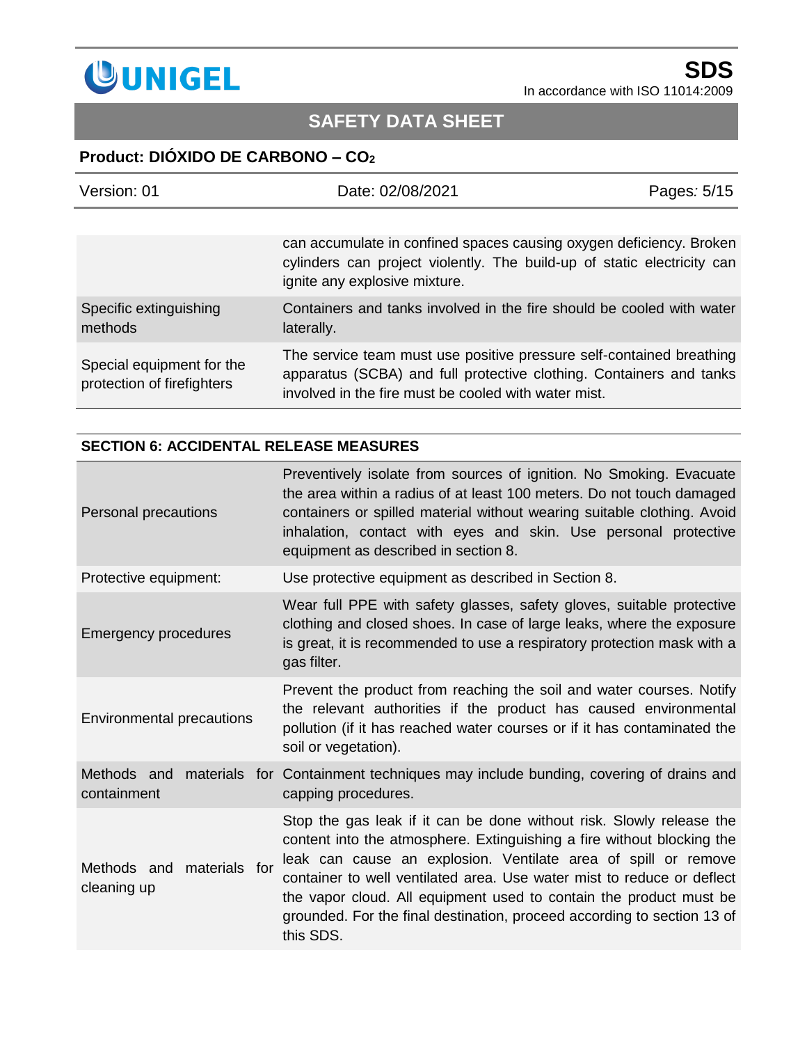| | |
|---|---|
| | can accumulate in confined spaces causing oxygen deficiency. Broken cylinders can project violently. The build-up of static electricity can ignite any explosive mixture. |
| Specific extinguishing methods | Containers and tanks involved in the fire should be cooled with water laterally. |
| Special equipment for the protection of firefighters | The service team must use positive pressure self-contained breathing apparatus (SCBA) and full protective clothing. Containers and tanks involved in the fire must be cooled with water mist. |

## SECTION 6: ACCIDENTAL RELEASE MEASURES

| | |
|---|---|
| Personal precautions | Preventively isolate from sources of ignition. No Smoking. Evacuate the area within a radius of at least 100 meters. Do not touch damaged containers or spilled material without wearing suitable clothing. Avoid inhalation, contact with eyes and skin. Use personal protective equipment as described in section 8. |
| Protective equipment: | Use protective equipment as described in Section 8. |
| Emergency procedures | Wear full PPE with safety glasses, safety gloves, suitable protective clothing and closed shoes. In case of large leaks, where the exposure is great, it is recommended to use a respiratory protection mask with a gas filter. |
| Environmental precautions | Prevent the product from reaching the soil and water courses. Notify the relevant authorities if the product has caused environmental pollution (if it has reached water courses or if it has contaminated the soil or vegetation). |
| Methods and materials for containment | Containment techniques may include bunding, covering of drains and capping procedures. |
| Methods and materials for cleaning up | Stop the gas leak if it can be done without risk. Slowly release the content into the atmosphere. Extinguishing a fire without blocking the leak can cause an explosion. Ventilate area of spill or remove container to well ventilated area. Use water mist to reduce or deflect the vapor cloud. All equipment used to contain the product must be grounded. For the final destination, proceed according to section 13 of this SDS. |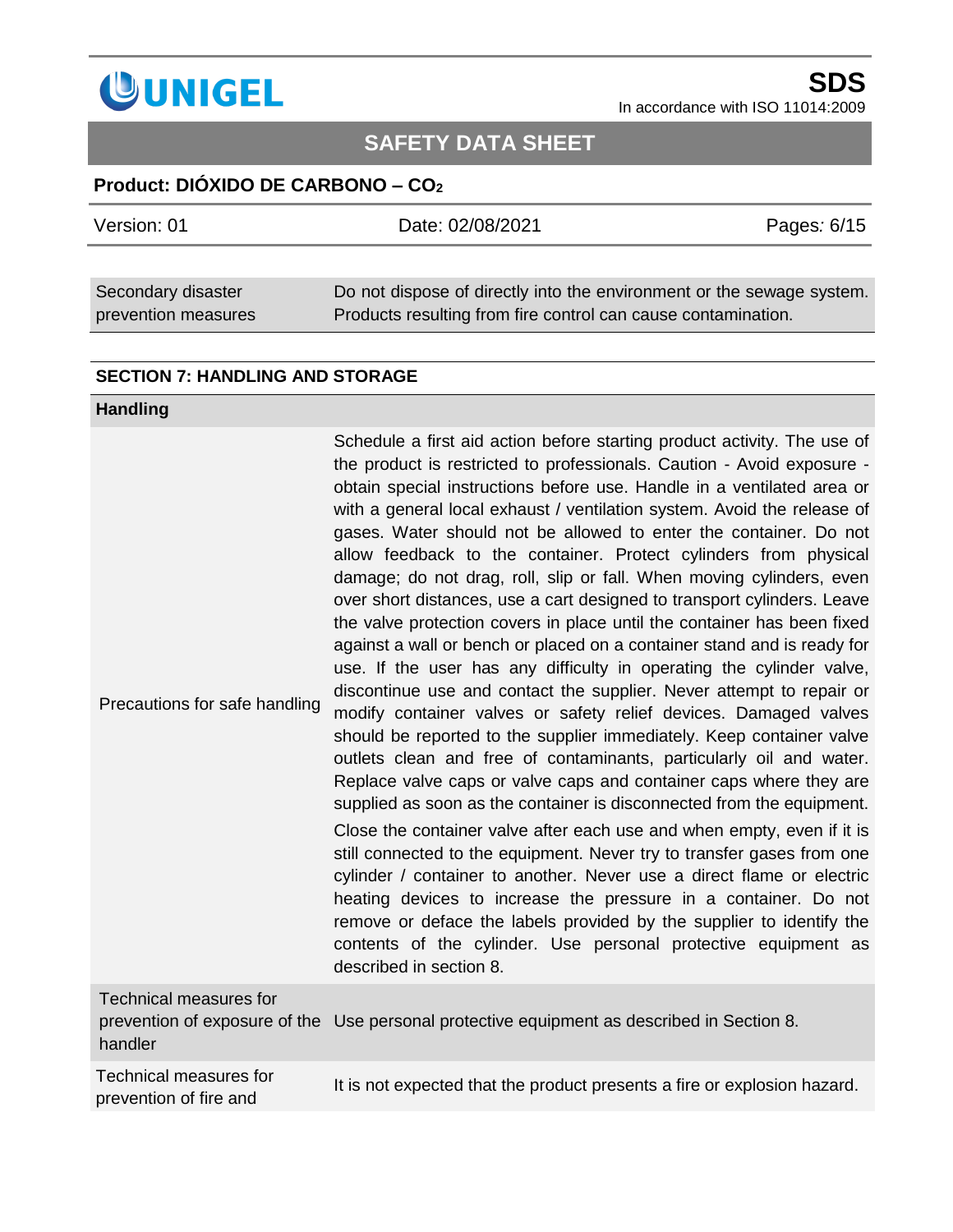| Secondary disaster prevention measures | Do not dispose of directly into the environment or the sewage system. Products resulting from fire control can cause contamination. |
|---|---|

## SECTION 7: HANDLING AND STORAGE

**Handling**

| | |
|---|---|
| Precautions for safe handling | Schedule a first aid action before starting product activity. The use of the product is restricted to professionals. Caution - Avoid exposure - obtain special instructions before use. Handle in a ventilated area or with a general local exhaust / ventilation system. Avoid the release of gases. Water should not be allowed to enter the container. Do not allow feedback to the container. Protect cylinders from physical damage; do not drag, roll, slip or fall. When moving cylinders, even over short distances, use a cart designed to transport cylinders. Leave the valve protection covers in place until the container has been fixed against a wall or bench or placed on a container stand and is ready for use. If the user has any difficulty in operating the cylinder valve, discontinue use and contact the supplier. Never attempt to repair or modify container valves or safety relief devices. Damaged valves should be reported to the supplier immediately. Keep container valve outlets clean and free of contaminants, particularly oil and water. Replace valve caps or valve caps and container caps where they are supplied as soon as the container is disconnected from the equipment.<br>Close the container valve after each use and when empty, even if it is still connected to the equipment. Never try to transfer gases from one cylinder / container to another. Never use a direct flame or electric heating devices to increase the pressure in a container. Do not remove or deface the labels provided by the supplier to identify the contents of the cylinder. Use personal protective equipment as described in section 8. |
| Technical measures for prevention of exposure of the handler | Use personal protective equipment as described in Section 8. |
| Technical measures for prevention of fire and | It is not expected that the product presents a fire or explosion hazard. |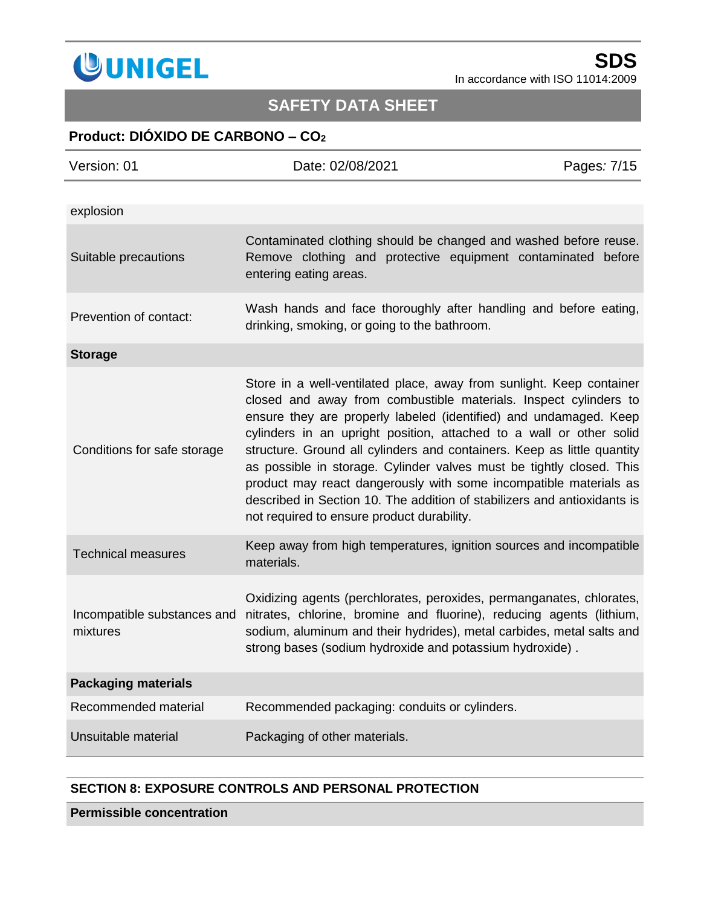| | |
|---|---|
| explosion | |
| Suitable precautions | Contaminated clothing should be changed and washed before reuse. Remove clothing and protective equipment contaminated before entering eating areas. |
| Prevention of contact: | Wash hands and face thoroughly after handling and before eating, drinking, smoking, or going to the bathroom. |
| **Storage** | |
| Conditions for safe storage | Store in a well-ventilated place, away from sunlight. Keep container closed and away from combustible materials. Inspect cylinders to ensure they are properly labeled (identified) and undamaged. Keep cylinders in an upright position, attached to a wall or other solid structure. Ground all cylinders and containers. Keep as little quantity as possible in storage. Cylinder valves must be tightly closed. This product may react dangerously with some incompatible materials as described in Section 10. The addition of stabilizers and antioxidants is not required to ensure product durability. |
| Technical measures | Keep away from high temperatures, ignition sources and incompatible materials. |
| Incompatible substances and mixtures | Oxidizing agents (perchlorates, peroxides, permanganates, chlorates, nitrates, chlorine, bromine and fluorine), reducing agents (lithium, sodium, aluminum and their hydrides), metal carbides, metal salts and strong bases (sodium hydroxide and potassium hydroxide) . |
| **Packaging materials** | |
| Recommended material | Recommended packaging: conduits or cylinders. |
| Unsuitable material | Packaging of other materials. |

## SECTION 8: EXPOSURE CONTROLS AND PERSONAL PROTECTION

**Permissible concentration**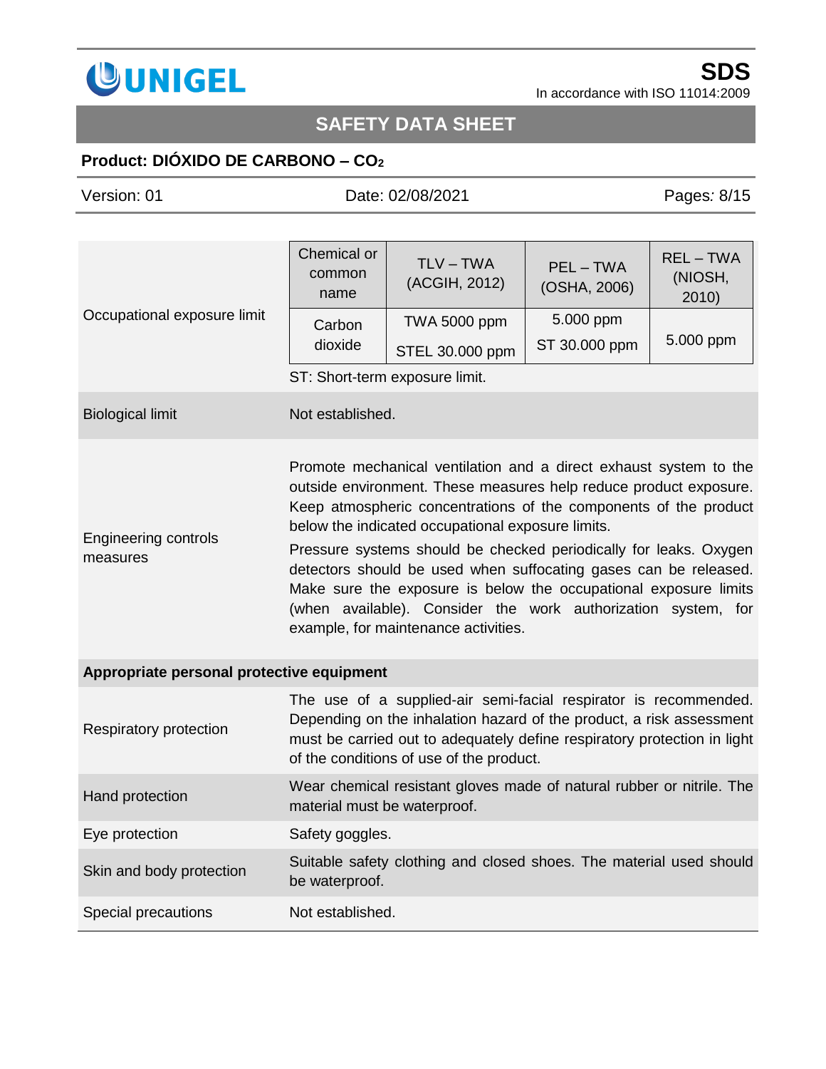**Occupational exposure limit**

| Chemical or common name | TLV – TWA (ACGIH, 2012) | PEL – TWA (OSHA, 2006) | REL – TWA (NIOSH, 2010) |
|---|---|---|---|
| Carbon dioxide | TWA 5000 ppm<br>STEL 30.000 ppm | 5.000 ppm<br>ST 30.000 ppm | 5.000 ppm |

ST: Short-term exposure limit.

**Biological limit**

Not established.

**Engineering controls measures**

Promote mechanical ventilation and a direct exhaust system to the outside environment. These measures help reduce product exposure. Keep atmospheric concentrations of the components of the product below the indicated occupational exposure limits.

Pressure systems should be checked periodically for leaks. Oxygen detectors should be used when suffocating gases can be released. Make sure the exposure is below the occupational exposure limits (when available). Consider the work authorization system, for example, for maintenance activities.

**Appropriate personal protective equipment**

| | |
|---|---|
| Respiratory protection | The use of a supplied-air semi-facial respirator is recommended. Depending on the inhalation hazard of the product, a risk assessment must be carried out to adequately define respiratory protection in light of the conditions of use of the product. |
| Hand protection | Wear chemical resistant gloves made of natural rubber or nitrile. The material must be waterproof. |
| Eye protection | Safety goggles. |
| Skin and body protection | Suitable safety clothing and closed shoes. The material used should be waterproof. |
| Special precautions | Not established. |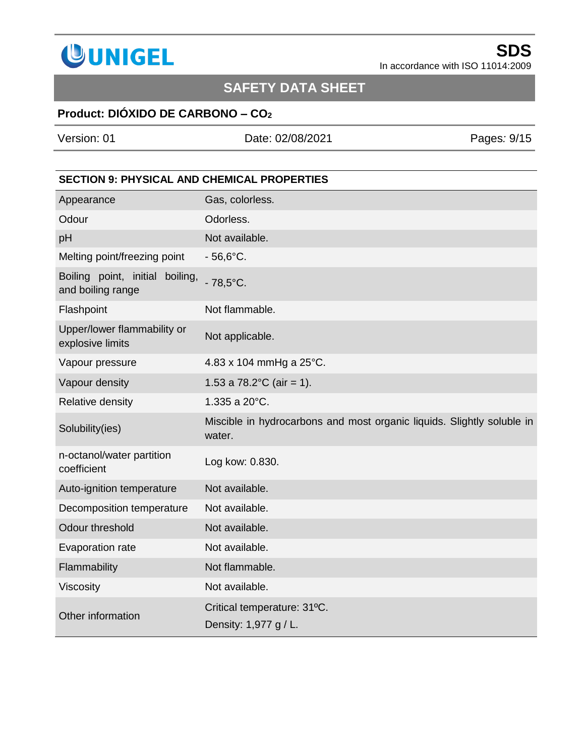## SECTION 9: PHYSICAL AND CHEMICAL PROPERTIES

| | |
|---|---|
| Appearance | Gas, colorless. |
| Odour | Odorless. |
| pH | Not available. |
| Melting point/freezing point | - 56,6°C. |
| Boiling point, initial boiling, and boiling range | - 78,5°C. |
| Flashpoint | Not flammable. |
| Upper/lower flammability or explosive limits | Not applicable. |
| Vapour pressure | 4.83 x 104 mmHg a 25°C. |
| Vapour density | 1.53 a 78.2°C (air = 1). |
| Relative density | 1.335 a 20°C. |
| Solubility(ies) | Miscible in hydrocarbons and most organic liquids. Slightly soluble in water. |
| n-octanol/water partition coefficient | Log kow: 0.830. |
| Auto-ignition temperature | Not available. |
| Decomposition temperature | Not available. |
| Odour threshold | Not available. |
| Evaporation rate | Not available. |
| Flammability | Not flammable. |
| Viscosity | Not available. |
| Other information | Critical temperature: 31ºC.<br>Density: 1,977 g / L. |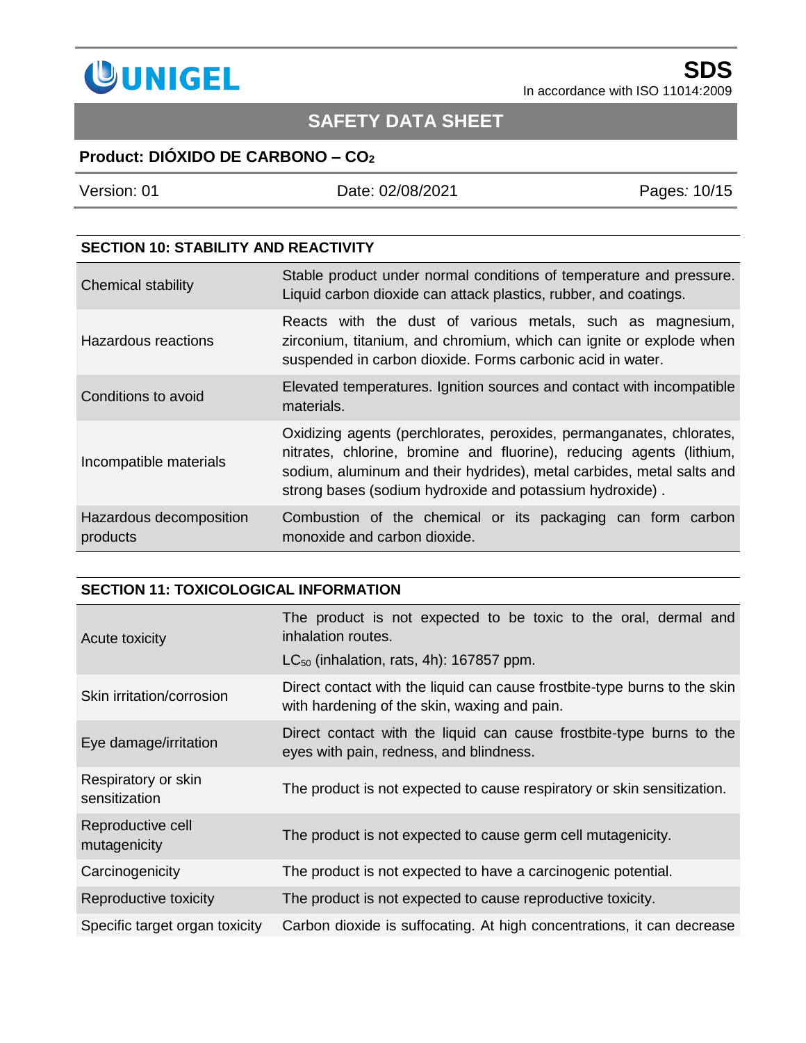## SECTION 10: STABILITY AND REACTIVITY

| | |
|---|---|
| Chemical stability | Stable product under normal conditions of temperature and pressure. Liquid carbon dioxide can attack plastics, rubber, and coatings. |
| Hazardous reactions | Reacts with the dust of various metals, such as magnesium, zirconium, titanium, and chromium, which can ignite or explode when suspended in carbon dioxide. Forms carbonic acid in water. |
| Conditions to avoid | Elevated temperatures. Ignition sources and contact with incompatible materials. |
| Incompatible materials | Oxidizing agents (perchlorates, peroxides, permanganates, chlorates, nitrates, chlorine, bromine and fluorine), reducing agents (lithium, sodium, aluminum and their hydrides), metal carbides, metal salts and strong bases (sodium hydroxide and potassium hydroxide) . |
| Hazardous decomposition products | Combustion of the chemical or its packaging can form carbon monoxide and carbon dioxide. |

## SECTION 11: TOXICOLOGICAL INFORMATION

| | |
|---|---|
| Acute toxicity | The product is not expected to be toxic to the oral, dermal and inhalation routes.<br>$LC_{50}$ (inhalation, rats, 4h): 167857 ppm. |
| Skin irritation/corrosion | Direct contact with the liquid can cause frostbite-type burns to the skin with hardening of the skin, waxing and pain. |
| Eye damage/irritation | Direct contact with the liquid can cause frostbite-type burns to the eyes with pain, redness, and blindness. |
| Respiratory or skin sensitization | The product is not expected to cause respiratory or skin sensitization. |
| Reproductive cell mutagenicity | The product is not expected to cause germ cell mutagenicity. |
| Carcinogenicity | The product is not expected to have a carcinogenic potential. |
| Reproductive toxicity | The product is not expected to cause reproductive toxicity. |
| Specific target organ toxicity | Carbon dioxide is suffocating. At high concentrations, it can decrease |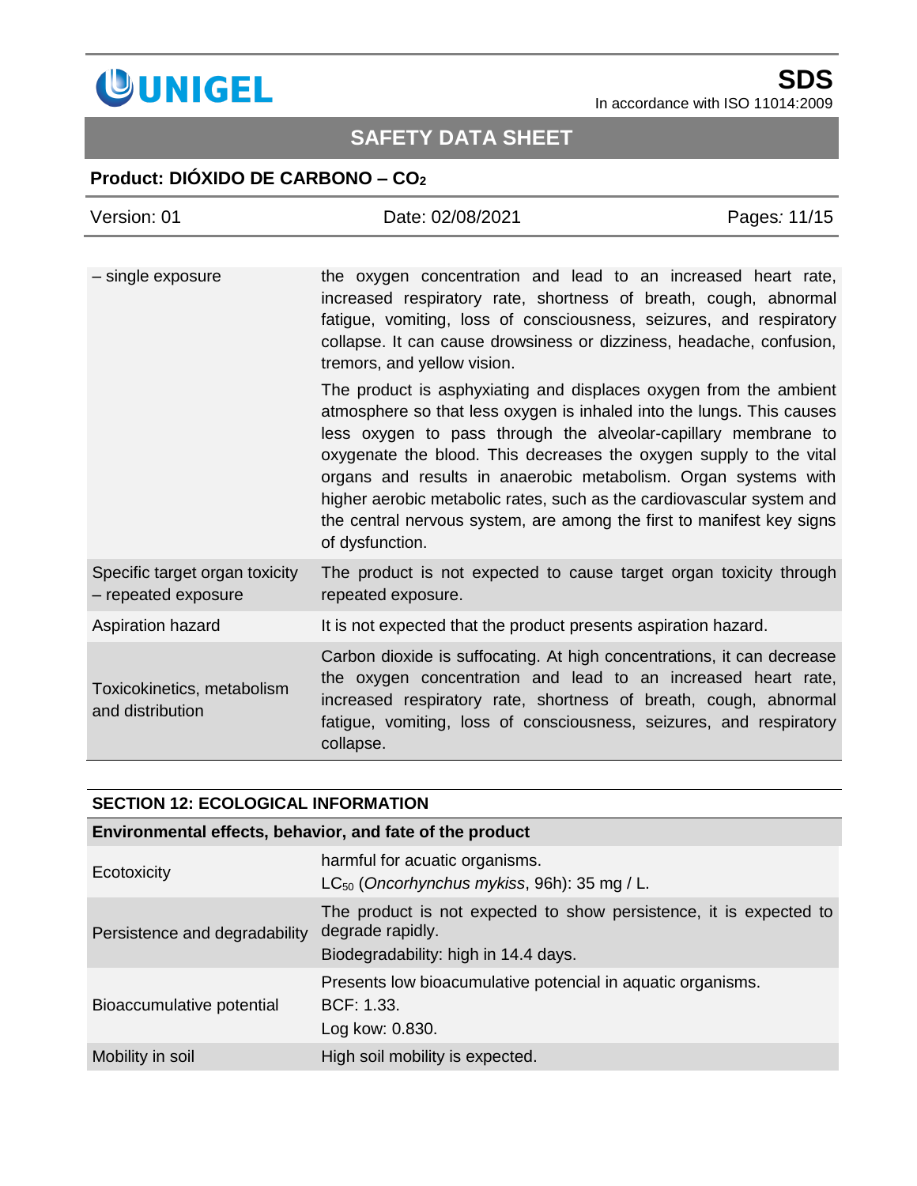| | |
|---|---|
| – single exposure | the oxygen concentration and lead to an increased heart rate, increased respiratory rate, shortness of breath, cough, abnormal fatigue, vomiting, loss of consciousness, seizures, and respiratory collapse. It can cause drowsiness or dizziness, headache, confusion, tremors, and yellow vision.<br><br>The product is asphyxiating and displaces oxygen from the ambient atmosphere so that less oxygen is inhaled into the lungs. This causes less oxygen to pass through the alveolar-capillary membrane to oxygenate the blood. This decreases the oxygen supply to the vital organs and results in anaerobic metabolism. Organ systems with higher aerobic metabolic rates, such as the cardiovascular system and the central nervous system, are among the first to manifest key signs of dysfunction. |
| Specific target organ toxicity – repeated exposure | The product is not expected to cause target organ toxicity through repeated exposure. |
| Aspiration hazard | It is not expected that the product presents aspiration hazard. |
| Toxicokinetics, metabolism and distribution | Carbon dioxide is suffocating. At high concentrations, it can decrease the oxygen concentration and lead to an increased heart rate, increased respiratory rate, shortness of breath, cough, abnormal fatigue, vomiting, loss of consciousness, seizures, and respiratory collapse. |

## SECTION 12: ECOLOGICAL INFORMATION

| Environmental effects, behavior, and fate of the product | |
|---|---|
| Ecotoxicity | harmful for acuatic organisms.<br>$LC_{50}$ (*Oncorhynchus mykiss*, 96h): 35 mg / L. |
| Persistence and degradability | The product is not expected to show persistence, it is expected to degrade rapidly.<br>Biodegradability: high in 14.4 days. |
| Bioaccumulative potential | Presents low bioacumulative potencial in aquatic organisms.<br>BCF: 1.33.<br>Log kow: 0.830. |
| Mobility in soil | High soil mobility is expected. |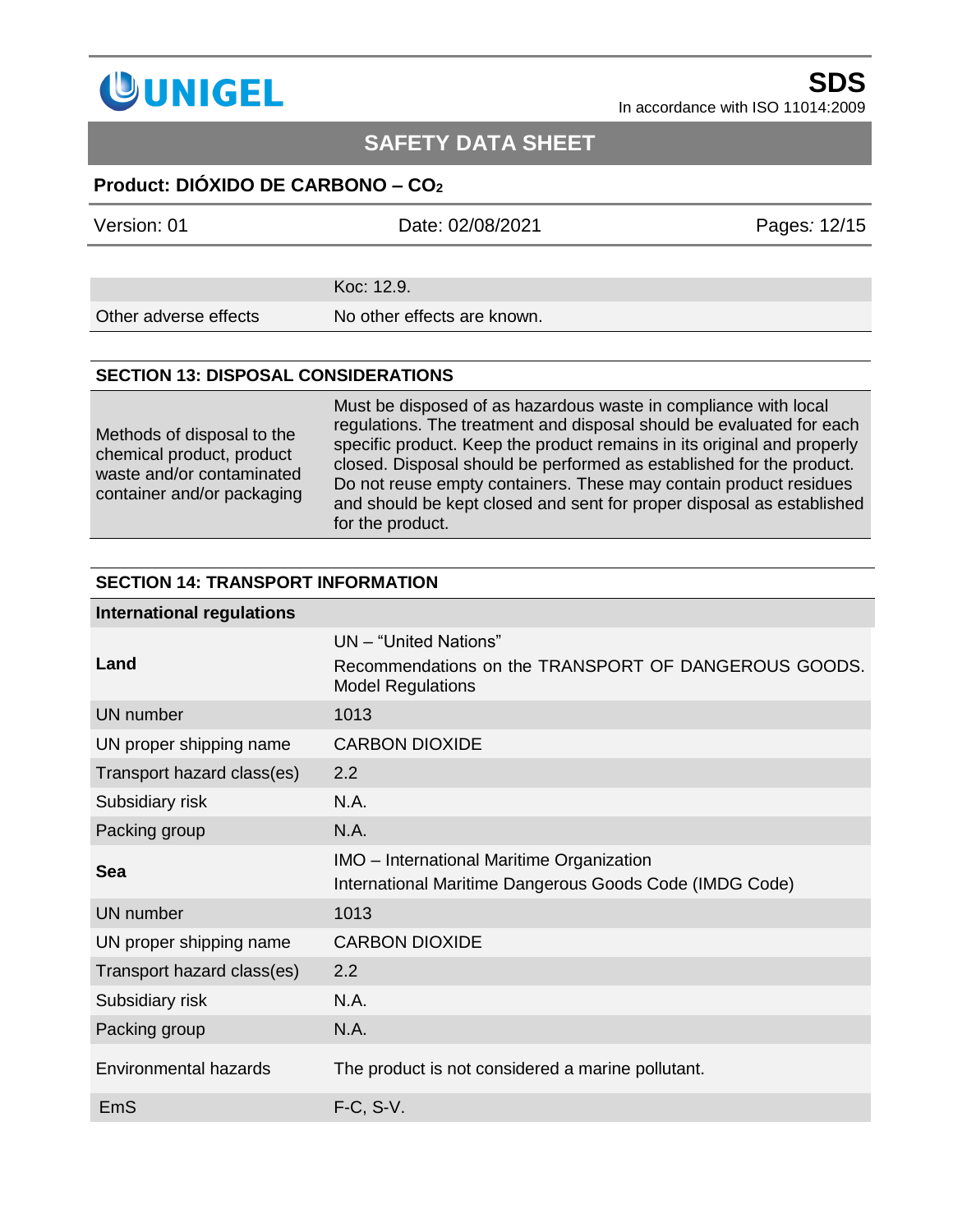| | |
|---|---|
| | Koc: 12.9. |
| Other adverse effects | No other effects are known. |

## SECTION 13: DISPOSAL CONSIDERATIONS

| | |
|---|---|
| Methods of disposal to the chemical product, product waste and/or contaminated container and/or packaging | Must be disposed of as hazardous waste in compliance with local regulations. The treatment and disposal should be evaluated for each specific product. Keep the product remains in its original and properly closed. Disposal should be performed as established for the product. Do not reuse empty containers. These may contain product residues and should be kept closed and sent for proper disposal as established for the product. |

## SECTION 14: TRANSPORT INFORMATION

| **International regulations** | |
|---|---|
| **Land** | UN – "United Nations"<br>Recommendations on the TRANSPORT OF DANGEROUS GOODS. Model Regulations |
| UN number | 1013 |
| UN proper shipping name | CARBON DIOXIDE |
| Transport hazard class(es) | 2.2 |
| Subsidiary risk | N.A. |
| Packing group | N.A. |
| **Sea** | IMO – International Maritime Organization<br>International Maritime Dangerous Goods Code (IMDG Code) |
| UN number | 1013 |
| UN proper shipping name | CARBON DIOXIDE |
| Transport hazard class(es) | 2.2 |
| Subsidiary risk | N.A. |
| Packing group | N.A. |
| Environmental hazards | The product is not considered a marine pollutant. |
| EmS | F-C, S-V. |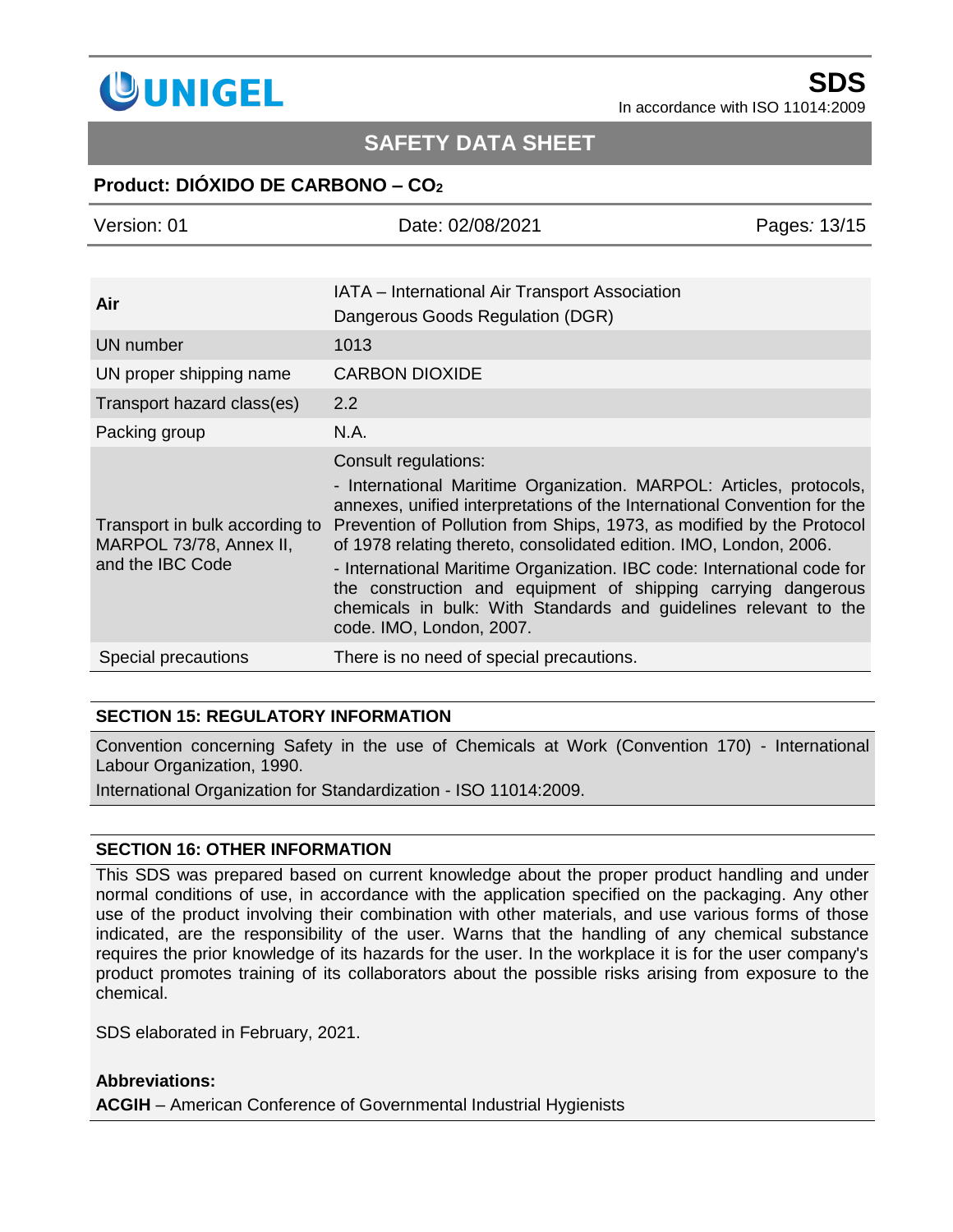| Air | IATA – International Air Transport Association<br>Dangerous Goods Regulation (DGR) |
|---|---|
| UN number | 1013 |
| UN proper shipping name | CARBON DIOXIDE |
| Transport hazard class(es) | 2.2 |
| Packing group | N.A. |
| Transport in bulk according to MARPOL 73/78, Annex II, and the IBC Code | Consult regulations:<br>- International Maritime Organization. MARPOL: Articles, protocols, annexes, unified interpretations of the International Convention for the Prevention of Pollution from Ships, 1973, as modified by the Protocol of 1978 relating thereto, consolidated edition. IMO, London, 2006.<br>- International Maritime Organization. IBC code: International code for the construction and equipment of shipping carrying dangerous chemicals in bulk: With Standards and guidelines relevant to the code. IMO, London, 2007. |
| Special precautions | There is no need of special precautions. |

## SECTION 15: REGULATORY INFORMATION

Convention concerning Safety in the use of Chemicals at Work (Convention 170) - International Labour Organization, 1990.

International Organization for Standardization - ISO 11014:2009.

## SECTION 16: OTHER INFORMATION

This SDS was prepared based on current knowledge about the proper product handling and under normal conditions of use, in accordance with the application specified on the packaging. Any other use of the product involving their combination with other materials, and use various forms of those indicated, are the responsibility of the user. Warns that the handling of any chemical substance requires the prior knowledge of its hazards for the user. In the workplace it is for the user company's product promotes training of its collaborators about the possible risks arising from exposure to the chemical.

SDS elaborated in February, 2021.

**Abbreviations:**

**ACGIH** – American Conference of Governmental Industrial Hygienists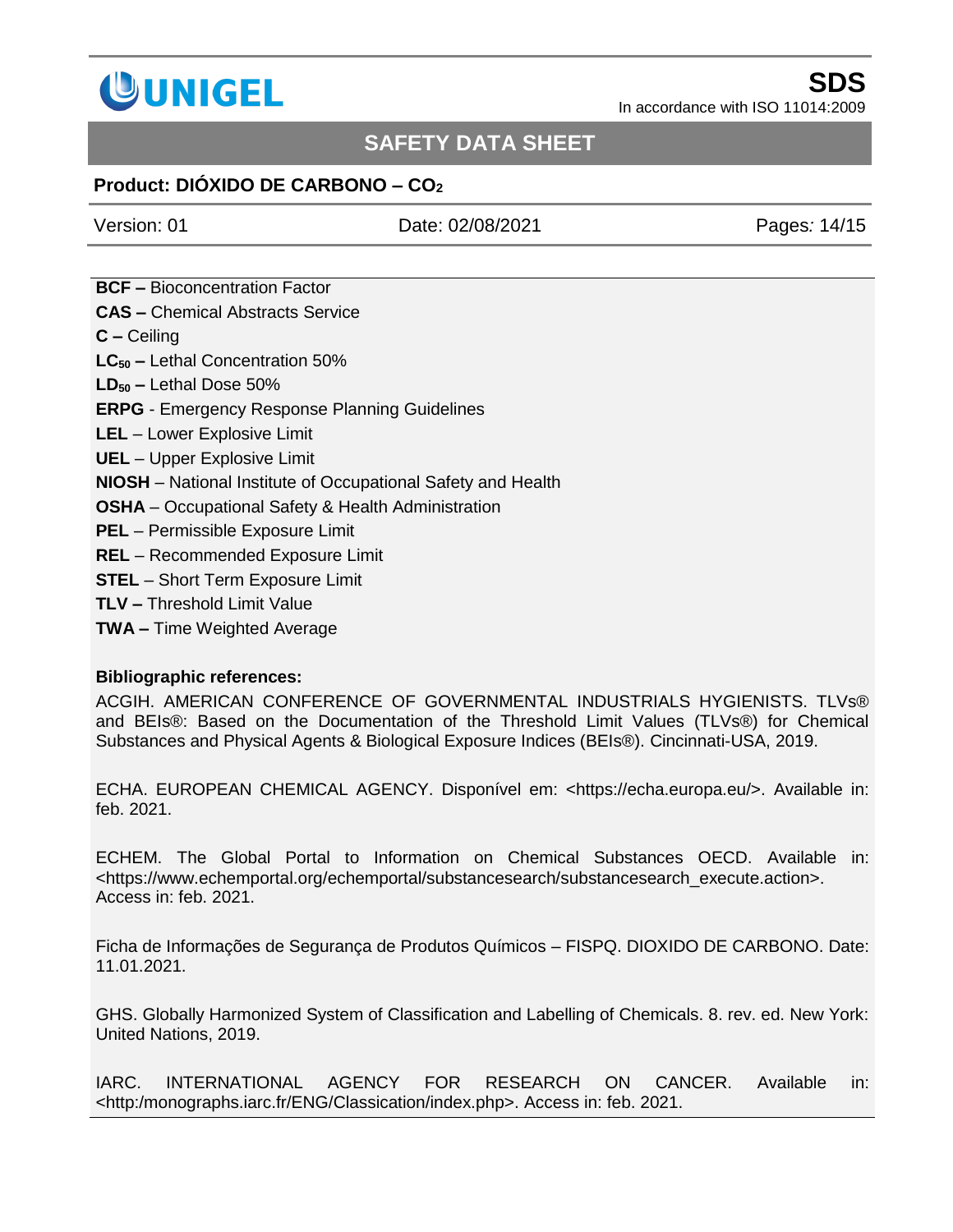**BCF –** Bioconcentration Factor

**CAS –** Chemical Abstracts Service

**C –** Ceiling

**$LC_{50}$ –** Lethal Concentration 50%

**$LD_{50}$ –** Lethal Dose 50%

**ERPG** - Emergency Response Planning Guidelines

**LEL** – Lower Explosive Limit

**UEL** – Upper Explosive Limit

**NIOSH** – National Institute of Occupational Safety and Health

**OSHA** – Occupational Safety & Health Administration

**PEL** – Permissible Exposure Limit

**REL** – Recommended Exposure Limit

**STEL** – Short Term Exposure Limit

**TLV –** Threshold Limit Value

**TWA –** Time Weighted Average

**Bibliographic references:**

ACGIH. AMERICAN CONFERENCE OF GOVERNMENTAL INDUSTRIALS HYGIENISTS. TLVs® and BEIs®: Based on the Documentation of the Threshold Limit Values (TLVs®) for Chemical Substances and Physical Agents & Biological Exposure Indices (BEIs®). Cincinnati-USA, 2019.

ECHA. EUROPEAN CHEMICAL AGENCY. Disponível em: <https://echa.europa.eu/>. Available in: feb. 2021.

ECHEM. The Global Portal to Information on Chemical Substances OECD. Available in: <https://www.echemportal.org/echemportal/substancesearch/substancesearch_execute.action>. Access in: feb. 2021.

Ficha de Informações de Segurança de Produtos Químicos – FISPQ. DIOXIDO DE CARBONO. Date: 11.01.2021.

GHS. Globally Harmonized System of Classification and Labelling of Chemicals. 8. rev. ed. New York: United Nations, 2019.

IARC. INTERNATIONAL AGENCY FOR RESEARCH ON CANCER. Available in: <http:/monographs.iarc.fr/ENG/Classication/index.php>. Access in: feb. 2021.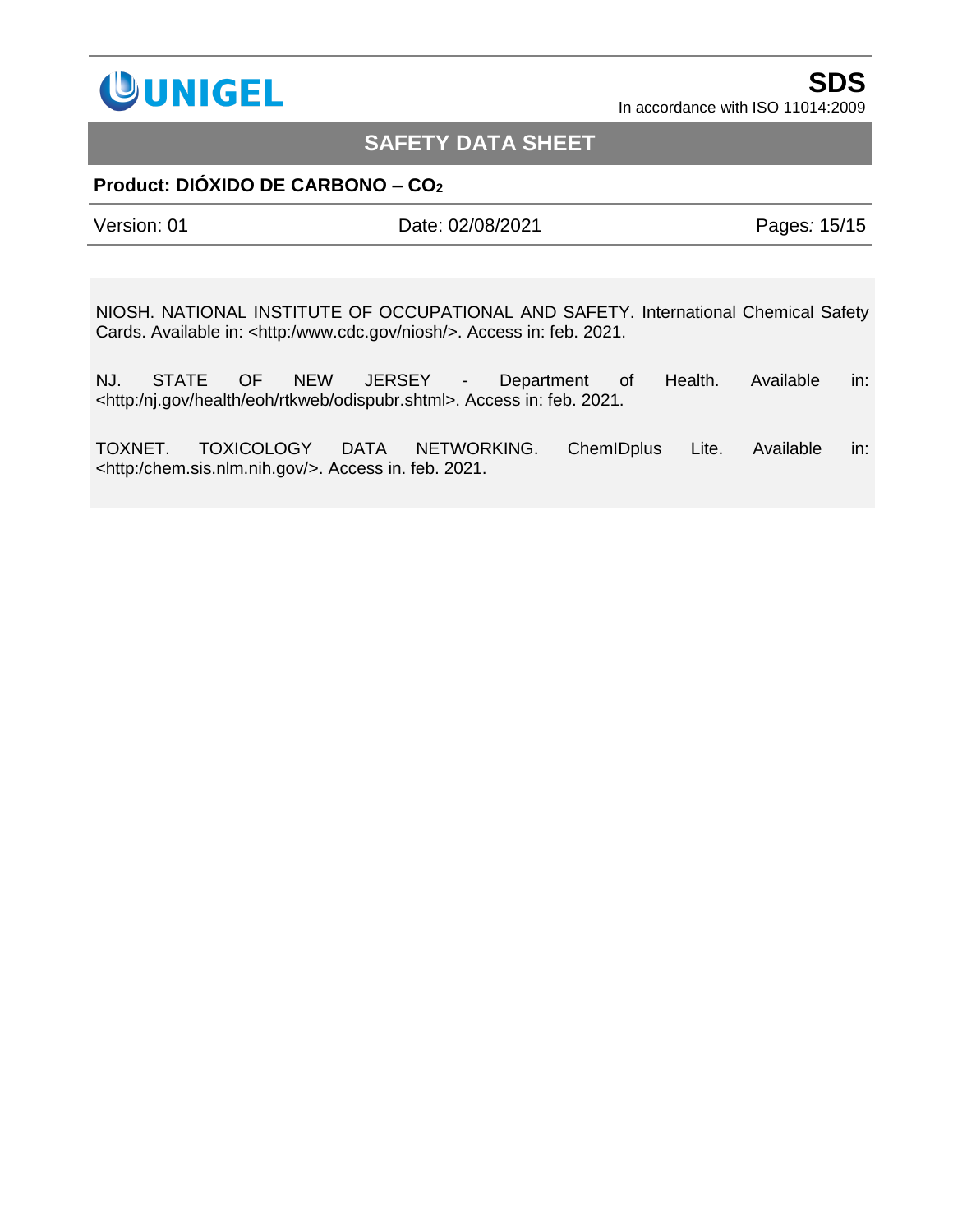NIOSH. NATIONAL INSTITUTE OF OCCUPATIONAL AND SAFETY. International Chemical Safety Cards. Available in: <http:/www.cdc.gov/niosh/>. Access in: feb. 2021.

NJ. STATE OF NEW JERSEY - Department of Health. Available in: <http:/nj.gov/health/eoh/rtkweb/odispubr.shtml>. Access in: feb. 2021.

TOXNET. TOXICOLOGY DATA NETWORKING. ChemIDplus Lite. Available in: <http:/chem.sis.nlm.nih.gov/>. Access in. feb. 2021.